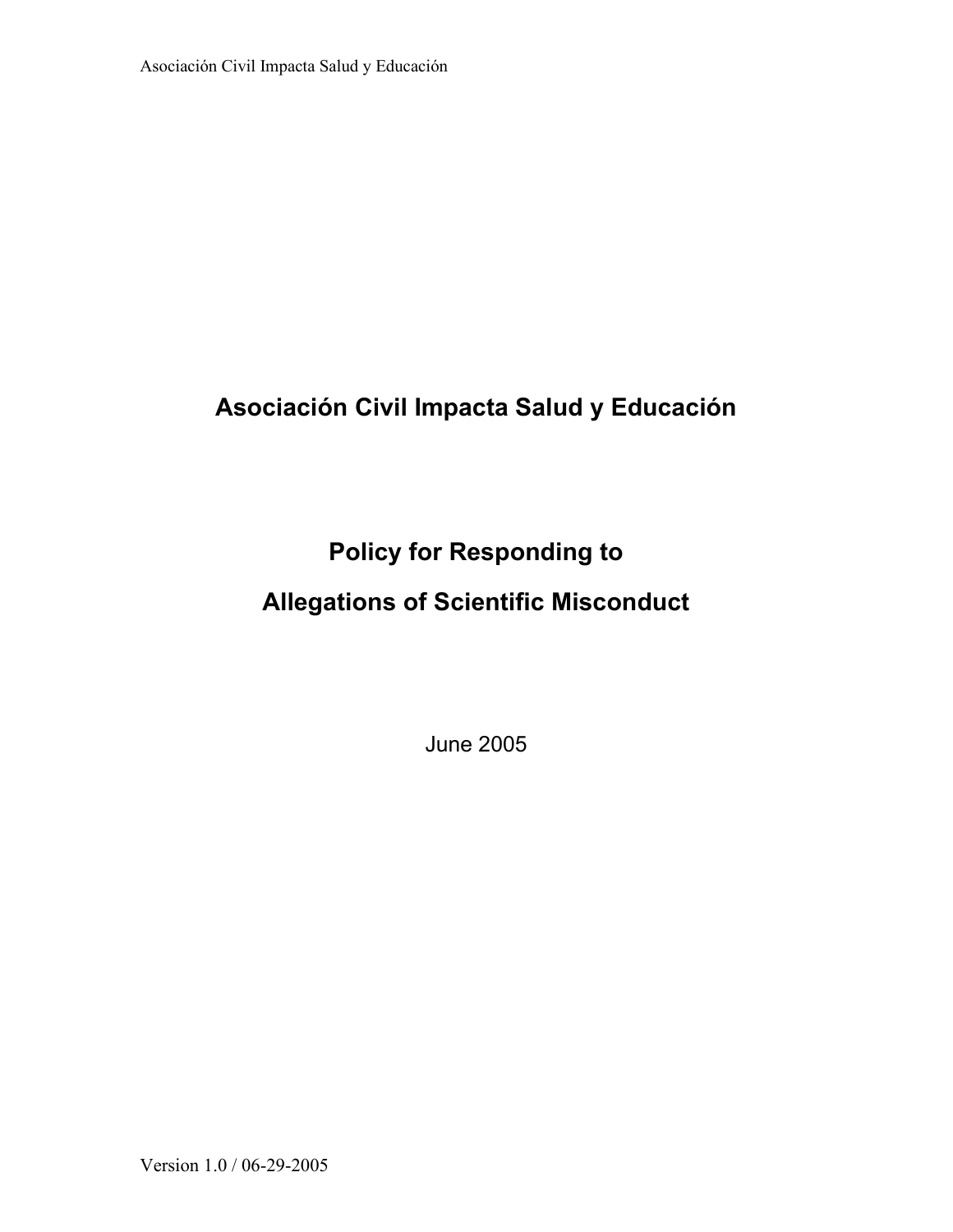# Asociación Civil Impacta Salud y Educación

## Policy for Responding to

## Allegations of Scientific Misconduct

June 2005

Version 1.0 / 06-29-2005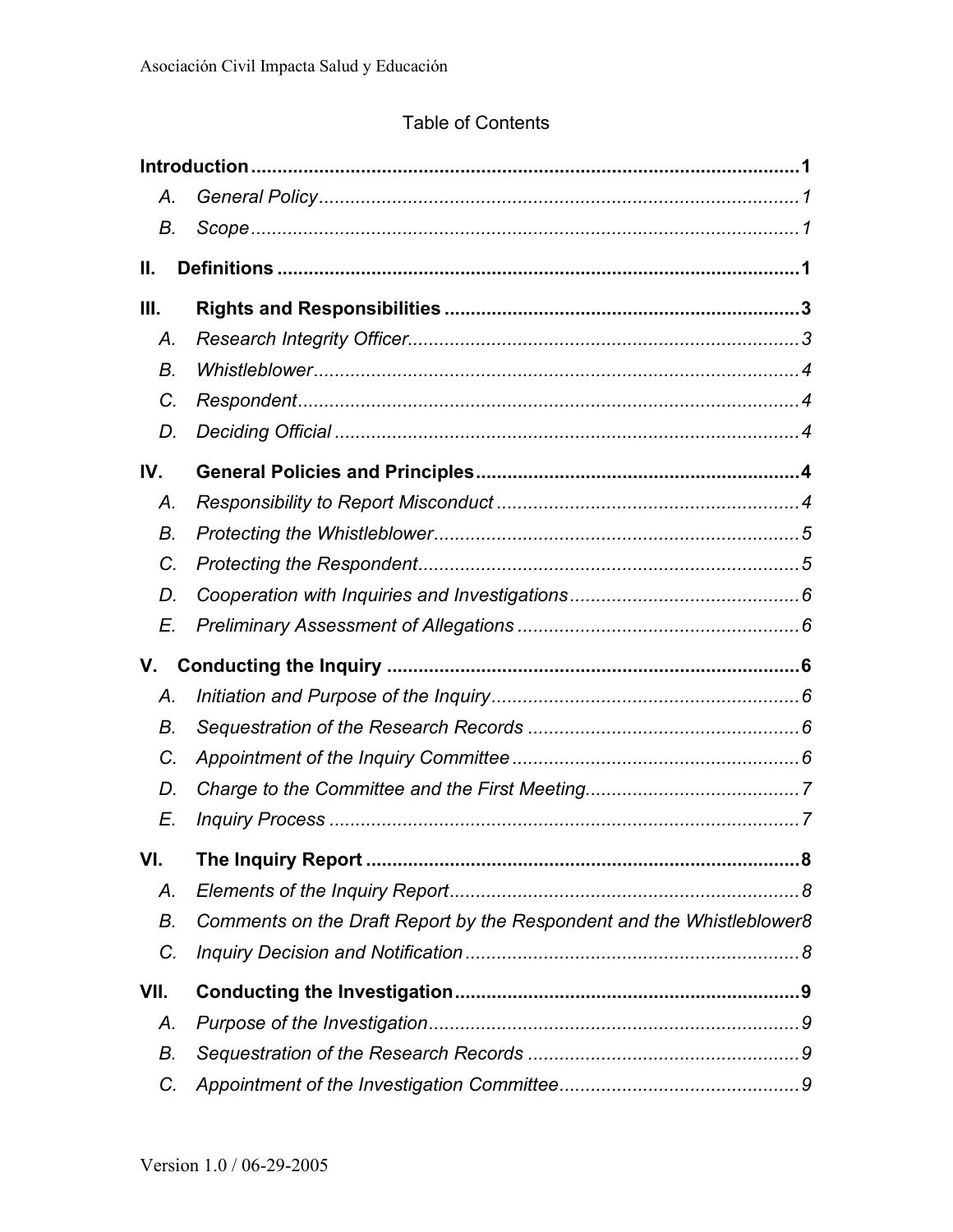Table of Contents

**Introduction** ......................................................................................................... **1**

- A. *General Policy* ........................................................................................... *1*
- B. *Scope* ......................................................................................................... *1*

**II. Definitions** ................................................................................................... **1**

**III. Rights and Responsibilities** ................................................................... **3**

- A. *Research Integrity Officer* .......................................................................... *3*
- B. *Whistleblower* ............................................................................................ *4*
- C. *Respondent* ............................................................................................... *4*
- D. *Deciding Official* ........................................................................................ *4*

**IV. General Policies and Principles** ............................................................. **4**

- A. *Responsibility to Report Misconduct* ......................................................... *4*
- B. *Protecting the Whistleblower* ..................................................................... *5*
- C. *Protecting the Respondent* ........................................................................ *5*
- D. *Cooperation with Inquiries and Investigations* ........................................... *6*
- E. *Preliminary Assessment of Allegations* ..................................................... *6*

**V. Conducting the Inquiry** .............................................................................. **6**

- A. *Initiation and Purpose of the Inquiry* .......................................................... *6*
- B. *Sequestration of the Research Records* .................................................... *6*
- C. *Appointment of the Inquiry Committee* ...................................................... *6*
- D. *Charge to the Committee and the First Meeting* ......................................... *7*
- E. *Inquiry Process* .......................................................................................... *7*

**VI. The Inquiry Report** ................................................................................... **8**

- A. *Elements of the Inquiry Report* .................................................................. *8*
- B. *Comments on the Draft Report by the Respondent and the Whistleblower* *8*
- C. *Inquiry Decision and Notification* ............................................................... *8*

**VII. Conducting the Investigation** ................................................................. **9**

- A. *Purpose of the Investigation* ...................................................................... *9*
- B. *Sequestration of the Research Records* .................................................... *9*
- C. *Appointment of the Investigation Committee* ............................................. *9*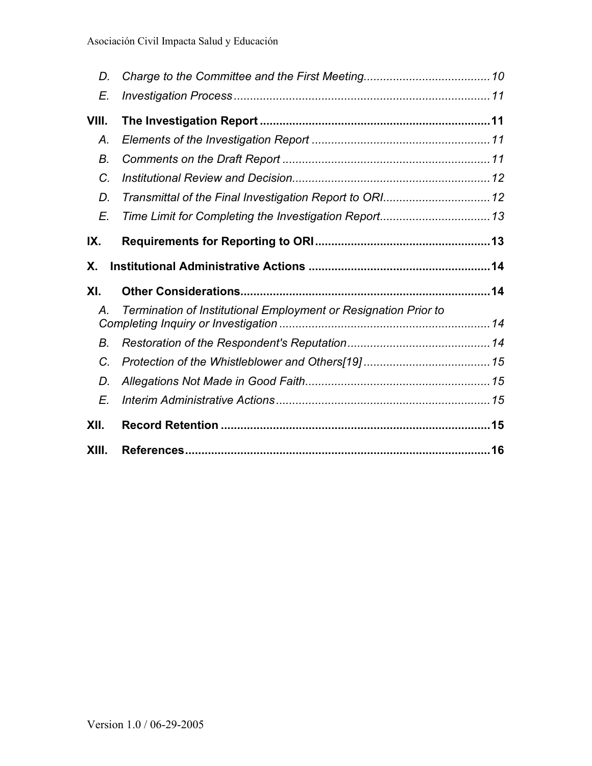*D. Charge to the Committee and the First Meeting....................................... 10*

*E. Investigation Process .............................................................................. 11*

**VIII. The Investigation Report ...................................................................... 11**

*A. Elements of the Investigation Report ...................................................... 11*

*B. Comments on the Draft Report ............................................................... 11*

*C. Institutional Review and Decision............................................................ 12*

*D. Transmittal of the Final Investigation Report to ORI................................. 12*

*E. Time Limit for Completing the Investigation Report.................................. 13*

**IX. Requirements for Reporting to ORI ..................................................... 13**

**X. Institutional Administrative Actions ....................................................... 14**

**XI. Other Considerations............................................................................ 14**

*A. Termination of Institutional Employment or Resignation Prior to Completing Inquiry or Investigation ................................................................ 14*

*B. Restoration of the Respondent's Reputation ............................................ 14*

*C. Protection of the Whistleblower and Others[19] ....................................... 15*

*D. Allegations Not Made in Good Faith........................................................ 15*

*E. Interim Administrative Actions ................................................................. 15*

**XII. Record Retention .................................................................................. 15**

**XIII. References............................................................................................ 16**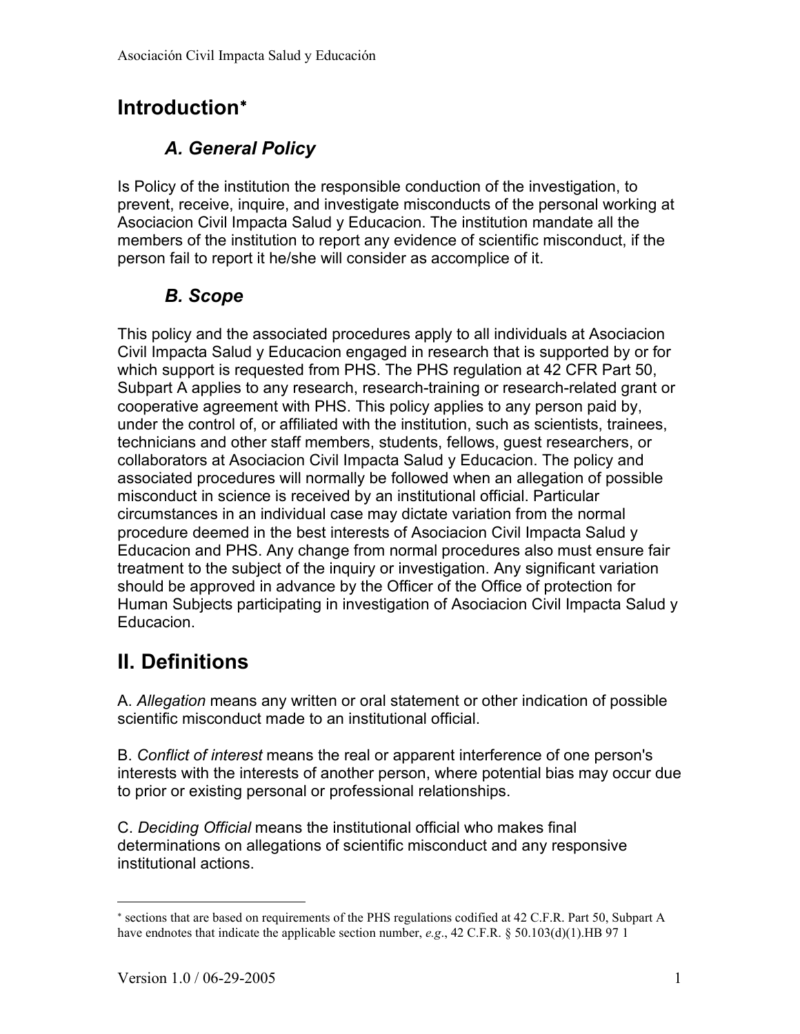# Introduction[*]

## *A. General Policy*

Is Policy of the institution the responsible conduction of the investigation, to prevent, receive, inquire, and investigate misconducts of the personal working at Asociacion Civil Impacta Salud y Educacion. The institution mandate all the members of the institution to report any evidence of scientific misconduct, if the person fail to report it he/she will consider as accomplice of it.

## *B. Scope*

This policy and the associated procedures apply to all individuals at Asociacion Civil Impacta Salud y Educacion engaged in research that is supported by or for which support is requested from PHS. The PHS regulation at 42 CFR Part 50, Subpart A applies to any research, research-training or research-related grant or cooperative agreement with PHS. This policy applies to any person paid by, under the control of, or affiliated with the institution, such as scientists, trainees, technicians and other staff members, students, fellows, guest researchers, or collaborators at Asociacion Civil Impacta Salud y Educacion. The policy and associated procedures will normally be followed when an allegation of possible misconduct in science is received by an institutional official. Particular circumstances in an individual case may dictate variation from the normal procedure deemed in the best interests of Asociacion Civil Impacta Salud y Educacion and PHS. Any change from normal procedures also must ensure fair treatment to the subject of the inquiry or investigation. Any significant variation should be approved in advance by the Officer of the Office of protection for Human Subjects participating in investigation of Asociacion Civil Impacta Salud y Educacion.

# II. Definitions

A. *Allegation* means any written or oral statement or other indication of possible scientific misconduct made to an institutional official.

B. *Conflict of interest* means the real or apparent interference of one person's interests with the interests of another person, where potential bias may occur due to prior or existing personal or professional relationships.

C. *Deciding Official* means the institutional official who makes final determinations on allegations of scientific misconduct and any responsive institutional actions.

---

[*] sections that are based on requirements of the PHS regulations codified at 42 C.F.R. Part 50, Subpart A have endnotes that indicate the applicable section number, *e.g*., 42 C.F.R. § 50.103(d)(1).HB 97 1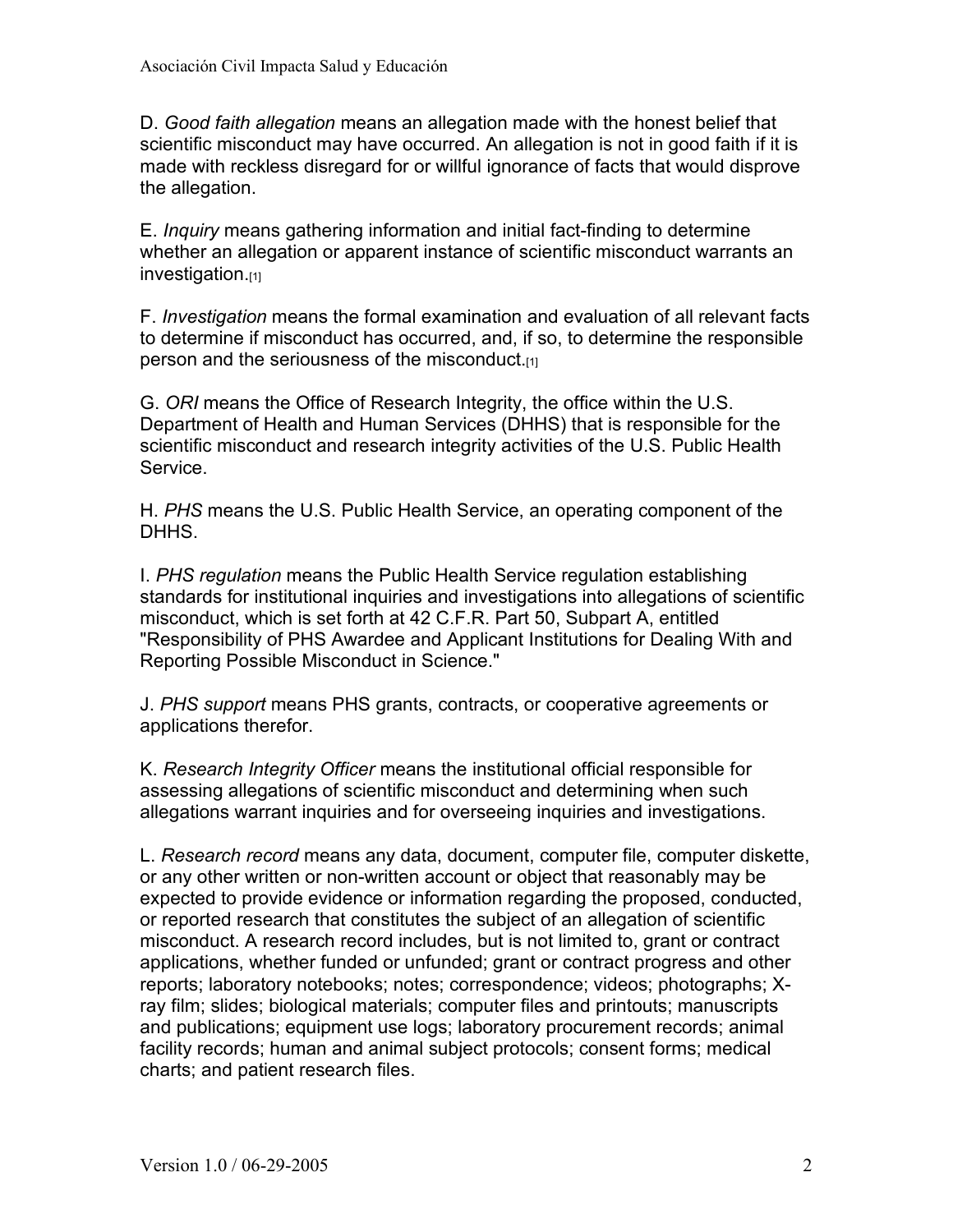D. *Good faith allegation* means an allegation made with the honest belief that scientific misconduct may have occurred. An allegation is not in good faith if it is made with reckless disregard for or willful ignorance of facts that would disprove the allegation.

E. *Inquiry* means gathering information and initial fact-finding to determine whether an allegation or apparent instance of scientific misconduct warrants an investigation.[1]

F. *Investigation* means the formal examination and evaluation of all relevant facts to determine if misconduct has occurred, and, if so, to determine the responsible person and the seriousness of the misconduct.[1]

G. *ORI* means the Office of Research Integrity, the office within the U.S. Department of Health and Human Services (DHHS) that is responsible for the scientific misconduct and research integrity activities of the U.S. Public Health Service.

H. *PHS* means the U.S. Public Health Service, an operating component of the DHHS.

I. *PHS regulation* means the Public Health Service regulation establishing standards for institutional inquiries and investigations into allegations of scientific misconduct, which is set forth at 42 C.F.R. Part 50, Subpart A, entitled "Responsibility of PHS Awardee and Applicant Institutions for Dealing With and Reporting Possible Misconduct in Science."

J. *PHS support* means PHS grants, contracts, or cooperative agreements or applications therefor.

K. *Research Integrity Officer* means the institutional official responsible for assessing allegations of scientific misconduct and determining when such allegations warrant inquiries and for overseeing inquiries and investigations.

L. *Research record* means any data, document, computer file, computer diskette, or any other written or non-written account or object that reasonably may be expected to provide evidence or information regarding the proposed, conducted, or reported research that constitutes the subject of an allegation of scientific misconduct. A research record includes, but is not limited to, grant or contract applications, whether funded or unfunded; grant or contract progress and other reports; laboratory notebooks; notes; correspondence; videos; photographs; X-ray film; slides; biological materials; computer files and printouts; manuscripts and publications; equipment use logs; laboratory procurement records; animal facility records; human and animal subject protocols; consent forms; medical charts; and patient research files.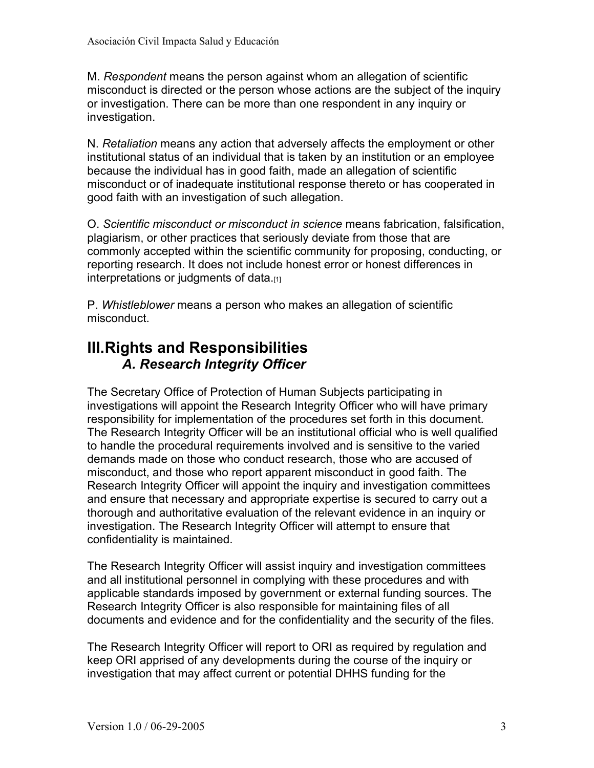M. *Respondent* means the person against whom an allegation of scientific misconduct is directed or the person whose actions are the subject of the inquiry or investigation. There can be more than one respondent in any inquiry or investigation.

N. *Retaliation* means any action that adversely affects the employment or other institutional status of an individual that is taken by an institution or an employee because the individual has in good faith, made an allegation of scientific misconduct or of inadequate institutional response thereto or has cooperated in good faith with an investigation of such allegation.

O. *Scientific misconduct or misconduct in science* means fabrication, falsification, plagiarism, or other practices that seriously deviate from those that are commonly accepted within the scientific community for proposing, conducting, or reporting research. It does not include honest error or honest differences in interpretations or judgments of data.[1]

P. *Whistleblower* means a person who makes an allegation of scientific misconduct.

## III. Rights and Responsibilities

### *A. Research Integrity Officer*

The Secretary Office of Protection of Human Subjects participating in investigations will appoint the Research Integrity Officer who will have primary responsibility for implementation of the procedures set forth in this document. The Research Integrity Officer will be an institutional official who is well qualified to handle the procedural requirements involved and is sensitive to the varied demands made on those who conduct research, those who are accused of misconduct, and those who report apparent misconduct in good faith. The Research Integrity Officer will appoint the inquiry and investigation committees and ensure that necessary and appropriate expertise is secured to carry out a thorough and authoritative evaluation of the relevant evidence in an inquiry or investigation. The Research Integrity Officer will attempt to ensure that confidentiality is maintained.

The Research Integrity Officer will assist inquiry and investigation committees and all institutional personnel in complying with these procedures and with applicable standards imposed by government or external funding sources. The Research Integrity Officer is also responsible for maintaining files of all documents and evidence and for the confidentiality and the security of the files.

The Research Integrity Officer will report to ORI as required by regulation and keep ORI apprised of any developments during the course of the inquiry or investigation that may affect current or potential DHHS funding for the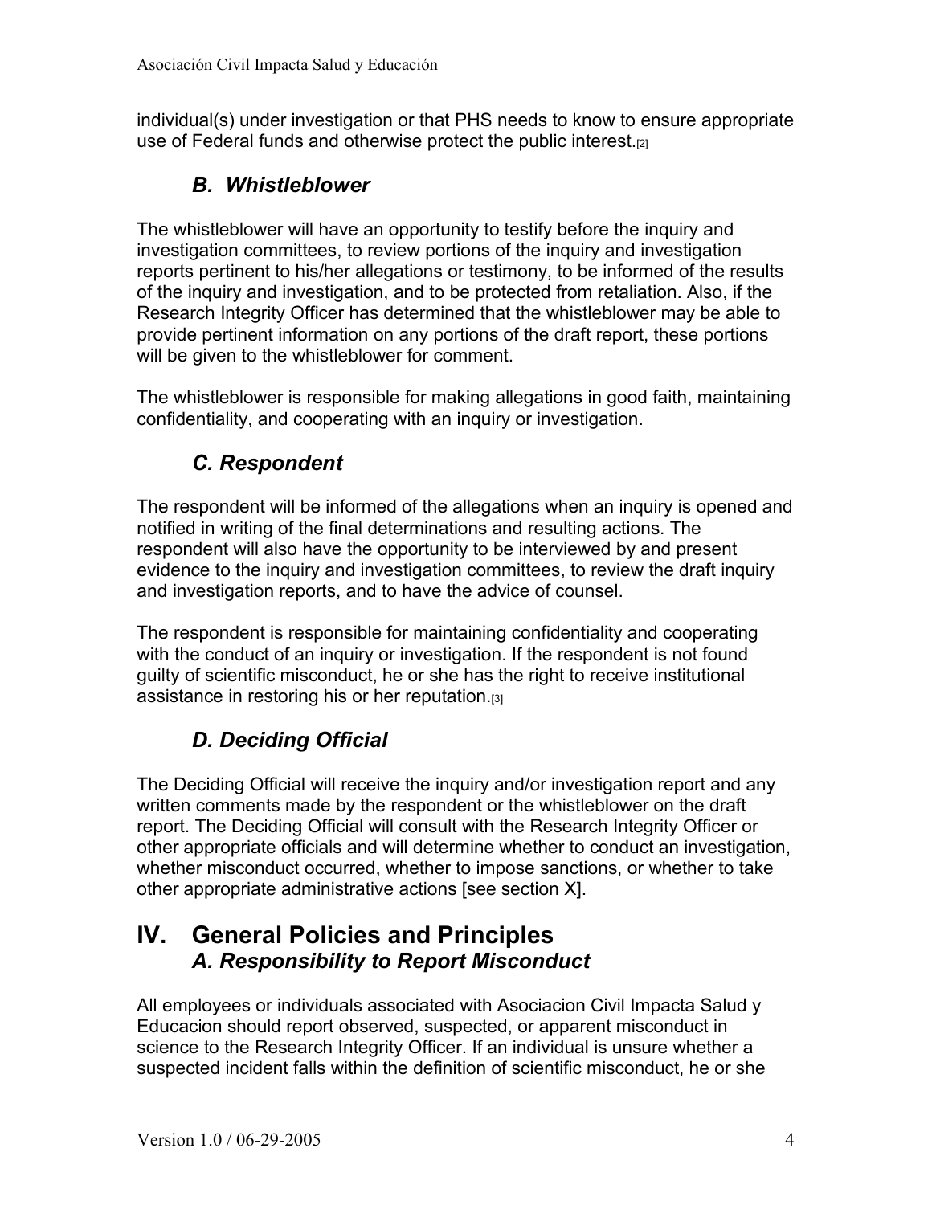individual(s) under investigation or that PHS needs to know to ensure appropriate use of Federal funds and otherwise protect the public interest.[2]

### *B. Whistleblower*

The whistleblower will have an opportunity to testify before the inquiry and investigation committees, to review portions of the inquiry and investigation reports pertinent to his/her allegations or testimony, to be informed of the results of the inquiry and investigation, and to be protected from retaliation. Also, if the Research Integrity Officer has determined that the whistleblower may be able to provide pertinent information on any portions of the draft report, these portions will be given to the whistleblower for comment.

The whistleblower is responsible for making allegations in good faith, maintaining confidentiality, and cooperating with an inquiry or investigation.

### *C. Respondent*

The respondent will be informed of the allegations when an inquiry is opened and notified in writing of the final determinations and resulting actions. The respondent will also have the opportunity to be interviewed by and present evidence to the inquiry and investigation committees, to review the draft inquiry and investigation reports, and to have the advice of counsel.

The respondent is responsible for maintaining confidentiality and cooperating with the conduct of an inquiry or investigation. If the respondent is not found guilty of scientific misconduct, he or she has the right to receive institutional assistance in restoring his or her reputation.[3]

### *D. Deciding Official*

The Deciding Official will receive the inquiry and/or investigation report and any written comments made by the respondent or the whistleblower on the draft report. The Deciding Official will consult with the Research Integrity Officer or other appropriate officials and will determine whether to conduct an investigation, whether misconduct occurred, whether to impose sanctions, or whether to take other appropriate administrative actions [see section X].

## IV. General Policies and Principles

### *A. Responsibility to Report Misconduct*

All employees or individuals associated with Asociacion Civil Impacta Salud y Educacion should report observed, suspected, or apparent misconduct in science to the Research Integrity Officer. If an individual is unsure whether a suspected incident falls within the definition of scientific misconduct, he or she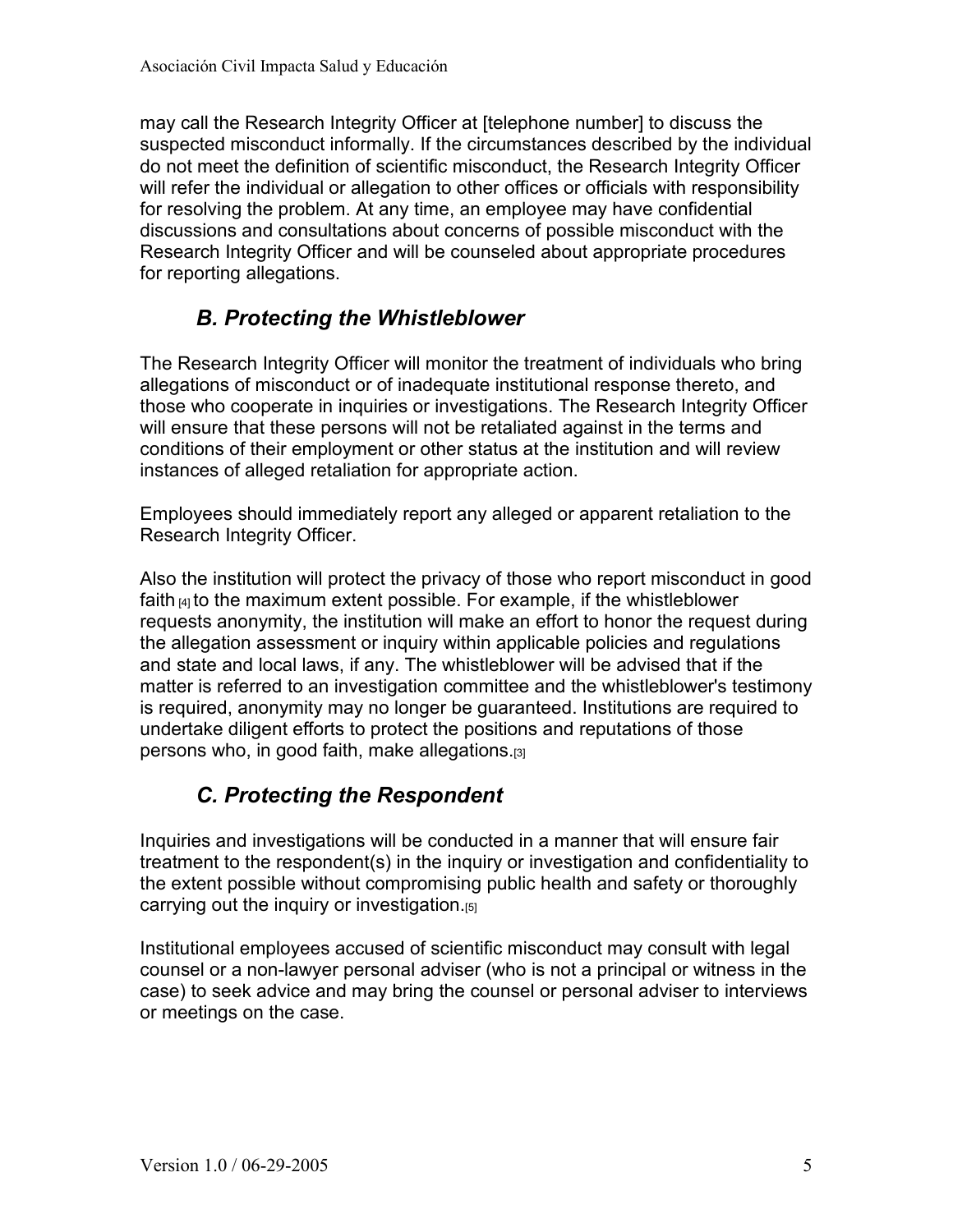may call the Research Integrity Officer at [telephone number] to discuss the suspected misconduct informally. If the circumstances described by the individual do not meet the definition of scientific misconduct, the Research Integrity Officer will refer the individual or allegation to other offices or officials with responsibility for resolving the problem. At any time, an employee may have confidential discussions and consultations about concerns of possible misconduct with the Research Integrity Officer and will be counseled about appropriate procedures for reporting allegations.

### *B. Protecting the Whistleblower*

The Research Integrity Officer will monitor the treatment of individuals who bring allegations of misconduct or of inadequate institutional response thereto, and those who cooperate in inquiries or investigations. The Research Integrity Officer will ensure that these persons will not be retaliated against in the terms and conditions of their employment or other status at the institution and will review instances of alleged retaliation for appropriate action.

Employees should immediately report any alleged or apparent retaliation to the Research Integrity Officer.

Also the institution will protect the privacy of those who report misconduct in good faith [4] to the maximum extent possible. For example, if the whistleblower requests anonymity, the institution will make an effort to honor the request during the allegation assessment or inquiry within applicable policies and regulations and state and local laws, if any. The whistleblower will be advised that if the matter is referred to an investigation committee and the whistleblower's testimony is required, anonymity may no longer be guaranteed. Institutions are required to undertake diligent efforts to protect the positions and reputations of those persons who, in good faith, make allegations.[3]

### *C. Protecting the Respondent*

Inquiries and investigations will be conducted in a manner that will ensure fair treatment to the respondent(s) in the inquiry or investigation and confidentiality to the extent possible without compromising public health and safety or thoroughly carrying out the inquiry or investigation.[5]

Institutional employees accused of scientific misconduct may consult with legal counsel or a non-lawyer personal adviser (who is not a principal or witness in the case) to seek advice and may bring the counsel or personal adviser to interviews or meetings on the case.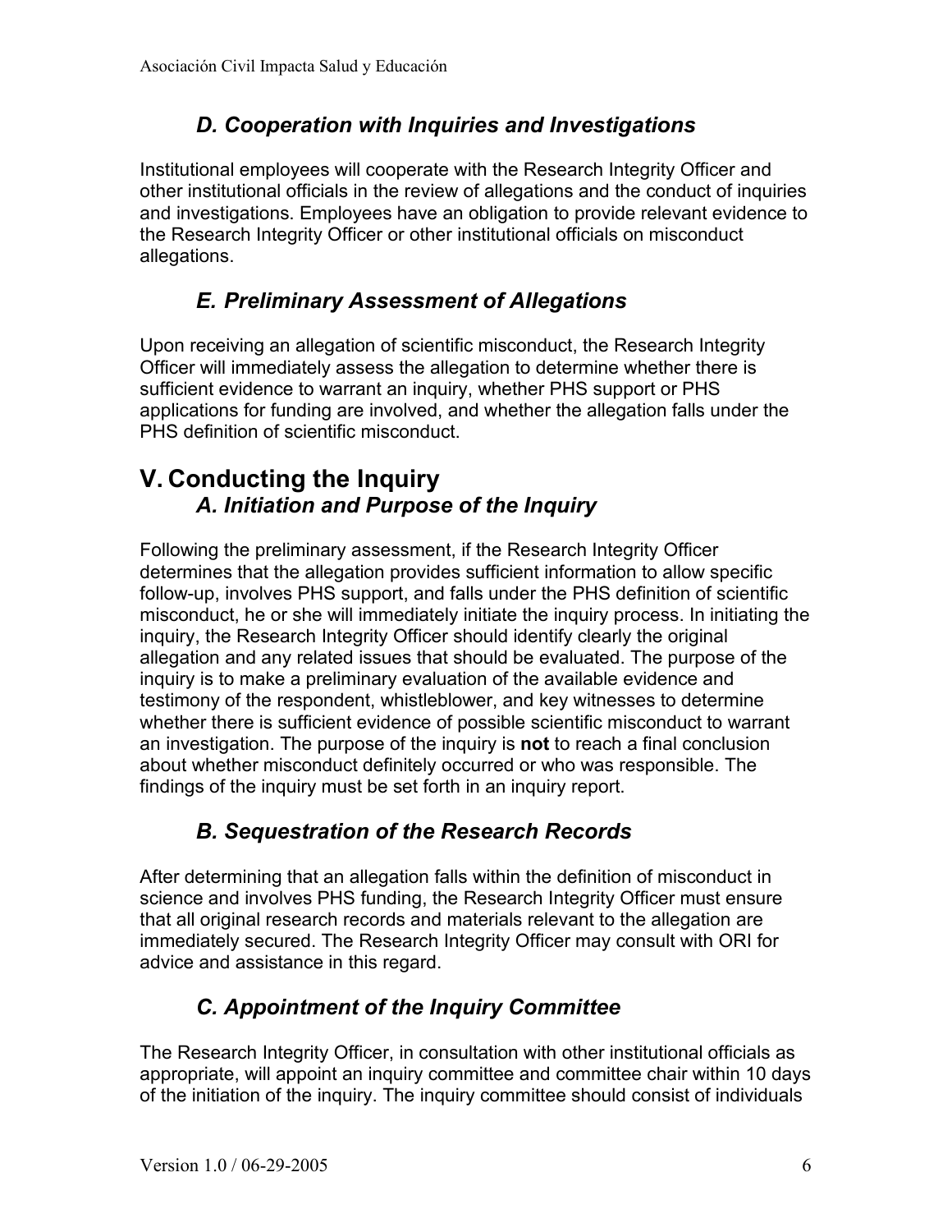### *D. Cooperation with Inquiries and Investigations*

Institutional employees will cooperate with the Research Integrity Officer and other institutional officials in the review of allegations and the conduct of inquiries and investigations. Employees have an obligation to provide relevant evidence to the Research Integrity Officer or other institutional officials on misconduct allegations.

### *E. Preliminary Assessment of Allegations*

Upon receiving an allegation of scientific misconduct, the Research Integrity Officer will immediately assess the allegation to determine whether there is sufficient evidence to warrant an inquiry, whether PHS support or PHS applications for funding are involved, and whether the allegation falls under the PHS definition of scientific misconduct.

## V. Conducting the Inquiry

### *A. Initiation and Purpose of the Inquiry*

Following the preliminary assessment, if the Research Integrity Officer determines that the allegation provides sufficient information to allow specific follow-up, involves PHS support, and falls under the PHS definition of scientific misconduct, he or she will immediately initiate the inquiry process. In initiating the inquiry, the Research Integrity Officer should identify clearly the original allegation and any related issues that should be evaluated. The purpose of the inquiry is to make a preliminary evaluation of the available evidence and testimony of the respondent, whistleblower, and key witnesses to determine whether there is sufficient evidence of possible scientific misconduct to warrant an investigation. The purpose of the inquiry is **not** to reach a final conclusion about whether misconduct definitely occurred or who was responsible. The findings of the inquiry must be set forth in an inquiry report.

### *B. Sequestration of the Research Records*

After determining that an allegation falls within the definition of misconduct in science and involves PHS funding, the Research Integrity Officer must ensure that all original research records and materials relevant to the allegation are immediately secured. The Research Integrity Officer may consult with ORI for advice and assistance in this regard.

### *C. Appointment of the Inquiry Committee*

The Research Integrity Officer, in consultation with other institutional officials as appropriate, will appoint an inquiry committee and committee chair within 10 days of the initiation of the inquiry. The inquiry committee should consist of individuals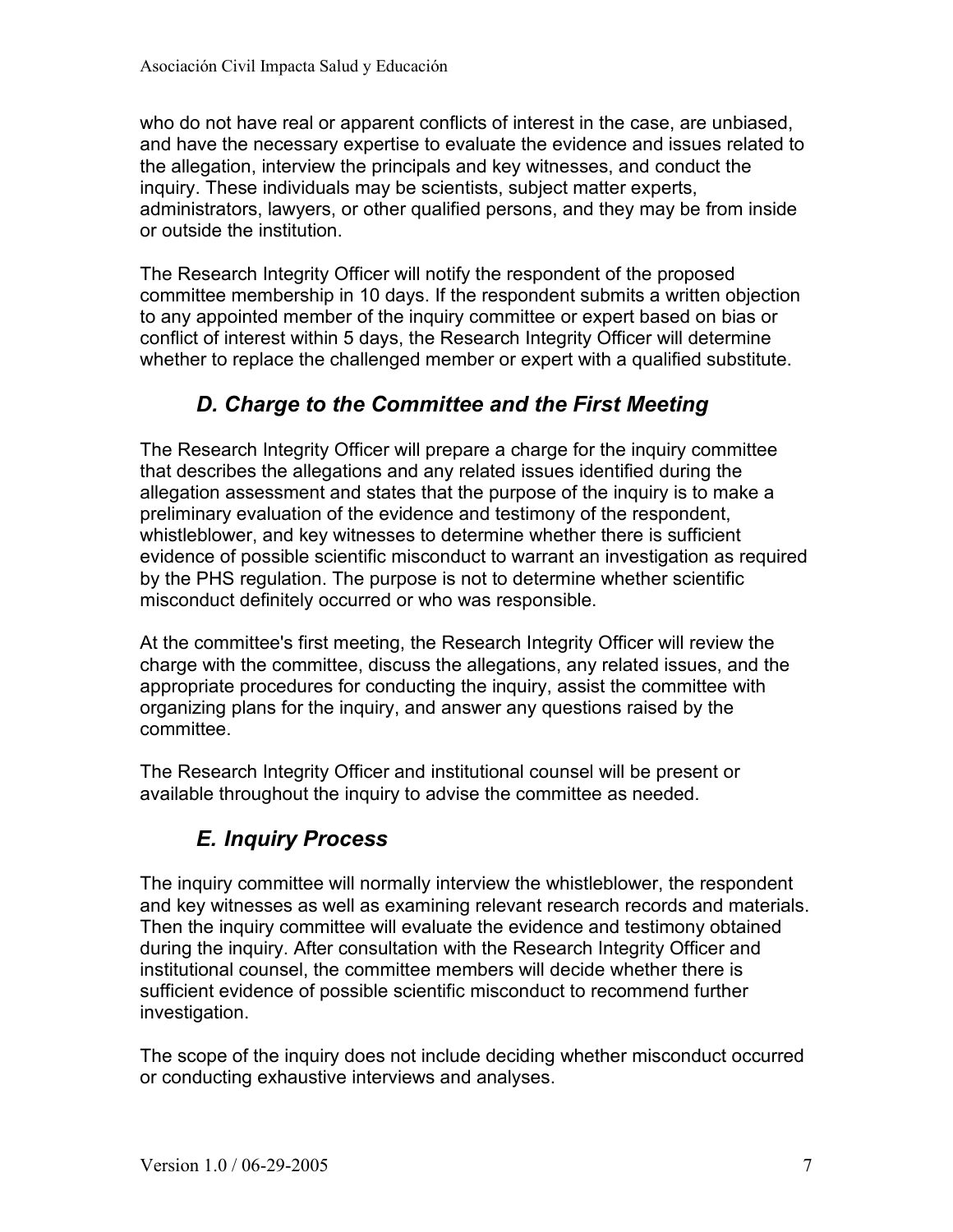who do not have real or apparent conflicts of interest in the case, are unbiased, and have the necessary expertise to evaluate the evidence and issues related to the allegation, interview the principals and key witnesses, and conduct the inquiry. These individuals may be scientists, subject matter experts, administrators, lawyers, or other qualified persons, and they may be from inside or outside the institution.

The Research Integrity Officer will notify the respondent of the proposed committee membership in 10 days. If the respondent submits a written objection to any appointed member of the inquiry committee or expert based on bias or conflict of interest within 5 days, the Research Integrity Officer will determine whether to replace the challenged member or expert with a qualified substitute.

### *D. Charge to the Committee and the First Meeting*

The Research Integrity Officer will prepare a charge for the inquiry committee that describes the allegations and any related issues identified during the allegation assessment and states that the purpose of the inquiry is to make a preliminary evaluation of the evidence and testimony of the respondent, whistleblower, and key witnesses to determine whether there is sufficient evidence of possible scientific misconduct to warrant an investigation as required by the PHS regulation. The purpose is not to determine whether scientific misconduct definitely occurred or who was responsible.

At the committee's first meeting, the Research Integrity Officer will review the charge with the committee, discuss the allegations, any related issues, and the appropriate procedures for conducting the inquiry, assist the committee with organizing plans for the inquiry, and answer any questions raised by the committee.

The Research Integrity Officer and institutional counsel will be present or available throughout the inquiry to advise the committee as needed.

### *E. Inquiry Process*

The inquiry committee will normally interview the whistleblower, the respondent and key witnesses as well as examining relevant research records and materials. Then the inquiry committee will evaluate the evidence and testimony obtained during the inquiry. After consultation with the Research Integrity Officer and institutional counsel, the committee members will decide whether there is sufficient evidence of possible scientific misconduct to recommend further investigation.

The scope of the inquiry does not include deciding whether misconduct occurred or conducting exhaustive interviews and analyses.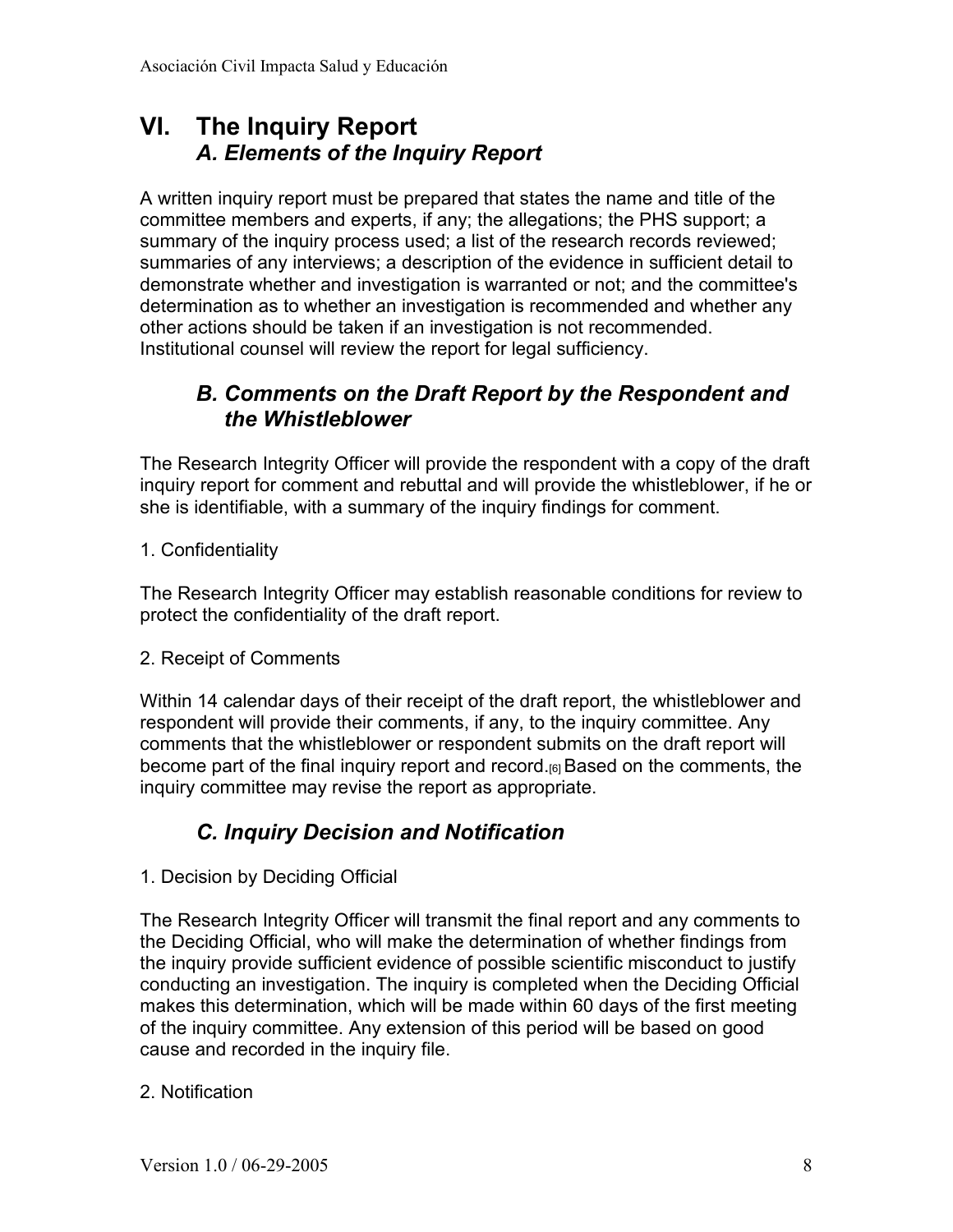# VI. The Inquiry Report

## *A. Elements of the Inquiry Report*

A written inquiry report must be prepared that states the name and title of the committee members and experts, if any; the allegations; the PHS support; a summary of the inquiry process used; a list of the research records reviewed; summaries of any interviews; a description of the evidence in sufficient detail to demonstrate whether and investigation is warranted or not; and the committee's determination as to whether an investigation is recommended and whether any other actions should be taken if an investigation is not recommended. Institutional counsel will review the report for legal sufficiency.

## *B. Comments on the Draft Report by the Respondent and the Whistleblower*

The Research Integrity Officer will provide the respondent with a copy of the draft inquiry report for comment and rebuttal and will provide the whistleblower, if he or she is identifiable, with a summary of the inquiry findings for comment.

1. Confidentiality

The Research Integrity Officer may establish reasonable conditions for review to protect the confidentiality of the draft report.

2. Receipt of Comments

Within 14 calendar days of their receipt of the draft report, the whistleblower and respondent will provide their comments, if any, to the inquiry committee. Any comments that the whistleblower or respondent submits on the draft report will become part of the final inquiry report and record.[6] Based on the comments, the inquiry committee may revise the report as appropriate.

## *C. Inquiry Decision and Notification*

1. Decision by Deciding Official

The Research Integrity Officer will transmit the final report and any comments to the Deciding Official, who will make the determination of whether findings from the inquiry provide sufficient evidence of possible scientific misconduct to justify conducting an investigation. The inquiry is completed when the Deciding Official makes this determination, which will be made within 60 days of the first meeting of the inquiry committee. Any extension of this period will be based on good cause and recorded in the inquiry file.

2. Notification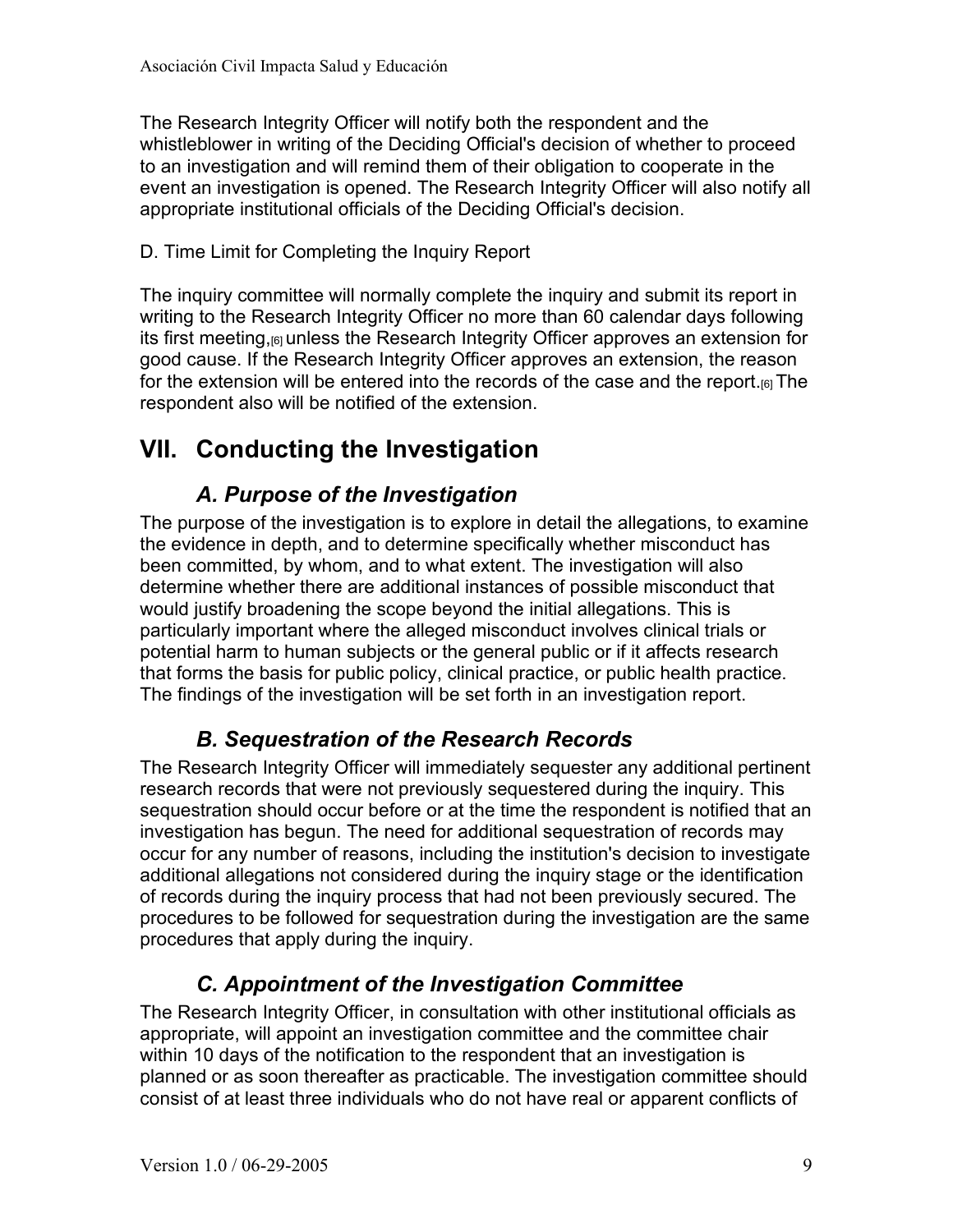The Research Integrity Officer will notify both the respondent and the whistleblower in writing of the Deciding Official's decision of whether to proceed to an investigation and will remind them of their obligation to cooperate in the event an investigation is opened. The Research Integrity Officer will also notify all appropriate institutional officials of the Deciding Official's decision.

D. Time Limit for Completing the Inquiry Report

The inquiry committee will normally complete the inquiry and submit its report in writing to the Research Integrity Officer no more than 60 calendar days following its first meeting,[6] unless the Research Integrity Officer approves an extension for good cause. If the Research Integrity Officer approves an extension, the reason for the extension will be entered into the records of the case and the report.[6] The respondent also will be notified of the extension.

# VII. Conducting the Investigation

## *A. Purpose of the Investigation*

The purpose of the investigation is to explore in detail the allegations, to examine the evidence in depth, and to determine specifically whether misconduct has been committed, by whom, and to what extent. The investigation will also determine whether there are additional instances of possible misconduct that would justify broadening the scope beyond the initial allegations. This is particularly important where the alleged misconduct involves clinical trials or potential harm to human subjects or the general public or if it affects research that forms the basis for public policy, clinical practice, or public health practice. The findings of the investigation will be set forth in an investigation report.

## *B. Sequestration of the Research Records*

The Research Integrity Officer will immediately sequester any additional pertinent research records that were not previously sequestered during the inquiry. This sequestration should occur before or at the time the respondent is notified that an investigation has begun. The need for additional sequestration of records may occur for any number of reasons, including the institution's decision to investigate additional allegations not considered during the inquiry stage or the identification of records during the inquiry process that had not been previously secured. The procedures to be followed for sequestration during the investigation are the same procedures that apply during the inquiry.

## *C. Appointment of the Investigation Committee*

The Research Integrity Officer, in consultation with other institutional officials as appropriate, will appoint an investigation committee and the committee chair within 10 days of the notification to the respondent that an investigation is planned or as soon thereafter as practicable. The investigation committee should consist of at least three individuals who do not have real or apparent conflicts of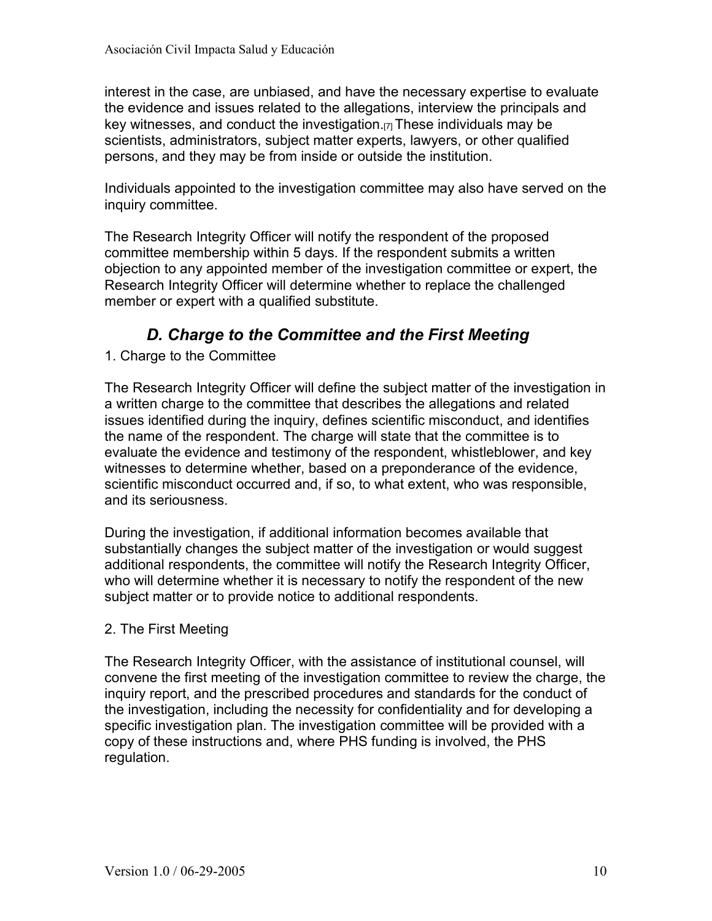interest in the case, are unbiased, and have the necessary expertise to evaluate the evidence and issues related to the allegations, interview the principals and key witnesses, and conduct the investigation.[7] These individuals may be scientists, administrators, subject matter experts, lawyers, or other qualified persons, and they may be from inside or outside the institution.

Individuals appointed to the investigation committee may also have served on the inquiry committee.

The Research Integrity Officer will notify the respondent of the proposed committee membership within 5 days. If the respondent submits a written objection to any appointed member of the investigation committee or expert, the Research Integrity Officer will determine whether to replace the challenged member or expert with a qualified substitute.

## *D. Charge to the Committee and the First Meeting*

1. Charge to the Committee

The Research Integrity Officer will define the subject matter of the investigation in a written charge to the committee that describes the allegations and related issues identified during the inquiry, defines scientific misconduct, and identifies the name of the respondent. The charge will state that the committee is to evaluate the evidence and testimony of the respondent, whistleblower, and key witnesses to determine whether, based on a preponderance of the evidence, scientific misconduct occurred and, if so, to what extent, who was responsible, and its seriousness.

During the investigation, if additional information becomes available that substantially changes the subject matter of the investigation or would suggest additional respondents, the committee will notify the Research Integrity Officer, who will determine whether it is necessary to notify the respondent of the new subject matter or to provide notice to additional respondents.

2. The First Meeting

The Research Integrity Officer, with the assistance of institutional counsel, will convene the first meeting of the investigation committee to review the charge, the inquiry report, and the prescribed procedures and standards for the conduct of the investigation, including the necessity for confidentiality and for developing a specific investigation plan. The investigation committee will be provided with a copy of these instructions and, where PHS funding is involved, the PHS regulation.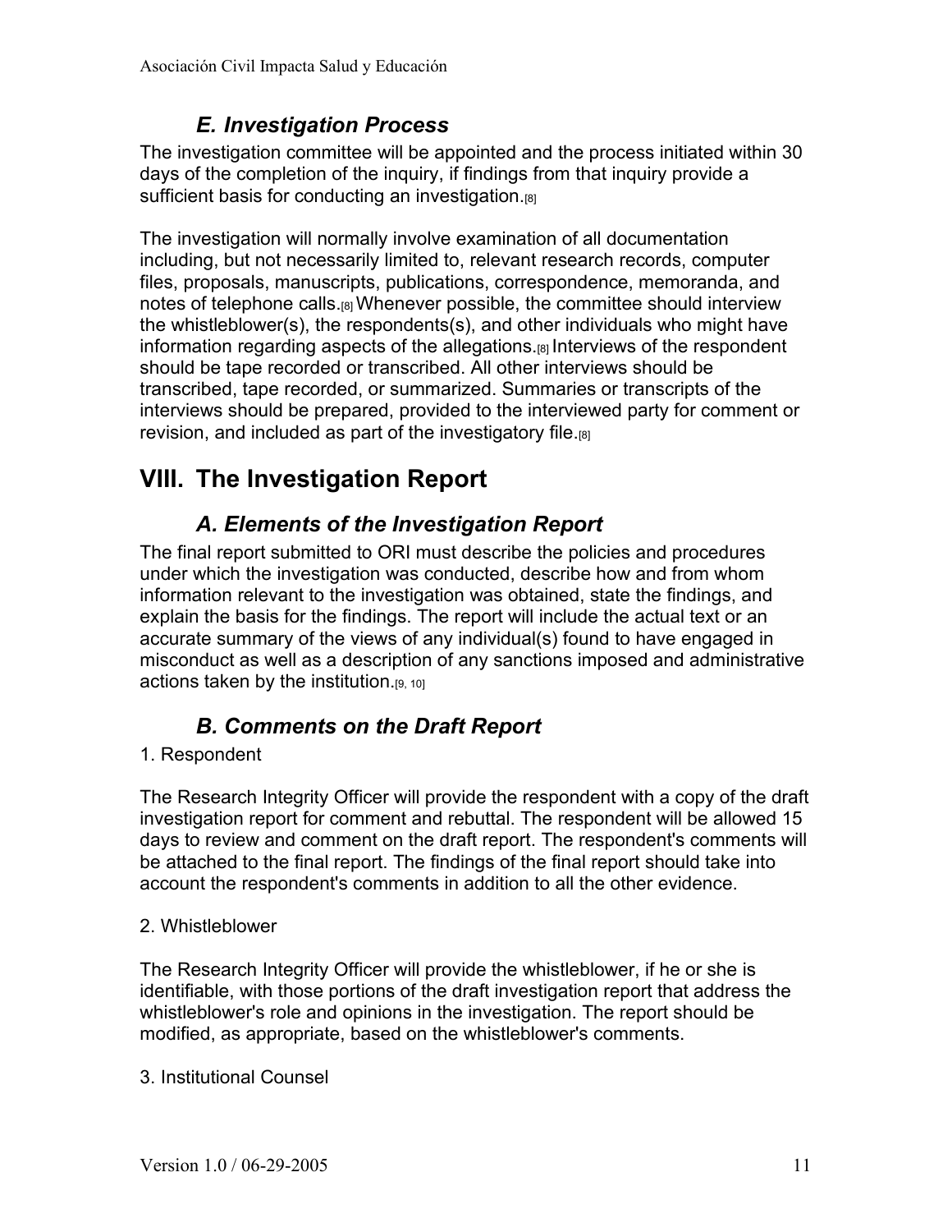### *E. Investigation Process*

The investigation committee will be appointed and the process initiated within 30 days of the completion of the inquiry, if findings from that inquiry provide a sufficient basis for conducting an investigation.[8]

The investigation will normally involve examination of all documentation including, but not necessarily limited to, relevant research records, computer files, proposals, manuscripts, publications, correspondence, memoranda, and notes of telephone calls.[8] Whenever possible, the committee should interview the whistleblower(s), the respondents(s), and other individuals who might have information regarding aspects of the allegations.[8] Interviews of the respondent should be tape recorded or transcribed. All other interviews should be transcribed, tape recorded, or summarized. Summaries or transcripts of the interviews should be prepared, provided to the interviewed party for comment or revision, and included as part of the investigatory file.[8]

## VIII. The Investigation Report

### *A. Elements of the Investigation Report*

The final report submitted to ORI must describe the policies and procedures under which the investigation was conducted, describe how and from whom information relevant to the investigation was obtained, state the findings, and explain the basis for the findings. The report will include the actual text or an accurate summary of the views of any individual(s) found to have engaged in misconduct as well as a description of any sanctions imposed and administrative actions taken by the institution.[9, 10]

### *B. Comments on the Draft Report*

1. Respondent

The Research Integrity Officer will provide the respondent with a copy of the draft investigation report for comment and rebuttal. The respondent will be allowed 15 days to review and comment on the draft report. The respondent's comments will be attached to the final report. The findings of the final report should take into account the respondent's comments in addition to all the other evidence.

2. Whistleblower

The Research Integrity Officer will provide the whistleblower, if he or she is identifiable, with those portions of the draft investigation report that address the whistleblower's role and opinions in the investigation. The report should be modified, as appropriate, based on the whistleblower's comments.

3. Institutional Counsel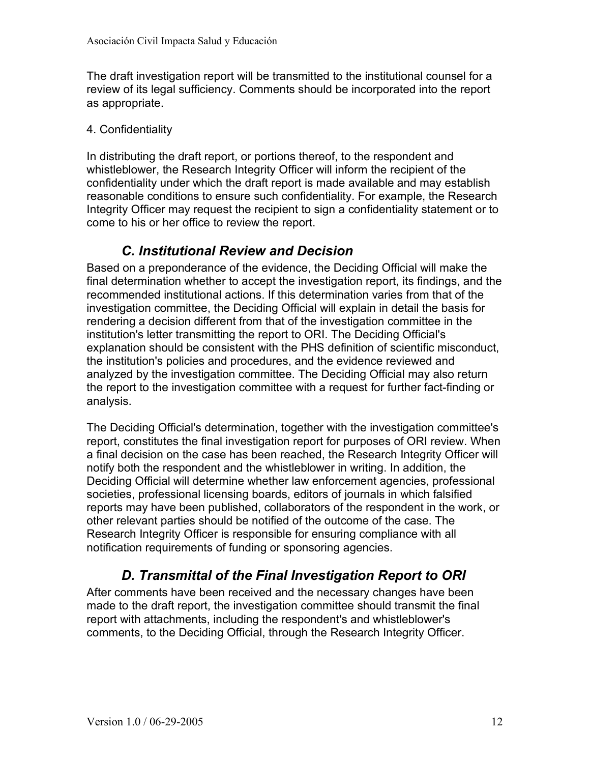The draft investigation report will be transmitted to the institutional counsel for a review of its legal sufficiency. Comments should be incorporated into the report as appropriate.

4. Confidentiality

In distributing the draft report, or portions thereof, to the respondent and whistleblower, the Research Integrity Officer will inform the recipient of the confidentiality under which the draft report is made available and may establish reasonable conditions to ensure such confidentiality. For example, the Research Integrity Officer may request the recipient to sign a confidentiality statement or to come to his or her office to review the report.

### *C. Institutional Review and Decision*

Based on a preponderance of the evidence, the Deciding Official will make the final determination whether to accept the investigation report, its findings, and the recommended institutional actions. If this determination varies from that of the investigation committee, the Deciding Official will explain in detail the basis for rendering a decision different from that of the investigation committee in the institution's letter transmitting the report to ORI. The Deciding Official's explanation should be consistent with the PHS definition of scientific misconduct, the institution's policies and procedures, and the evidence reviewed and analyzed by the investigation committee. The Deciding Official may also return the report to the investigation committee with a request for further fact-finding or analysis.

The Deciding Official's determination, together with the investigation committee's report, constitutes the final investigation report for purposes of ORI review. When a final decision on the case has been reached, the Research Integrity Officer will notify both the respondent and the whistleblower in writing. In addition, the Deciding Official will determine whether law enforcement agencies, professional societies, professional licensing boards, editors of journals in which falsified reports may have been published, collaborators of the respondent in the work, or other relevant parties should be notified of the outcome of the case. The Research Integrity Officer is responsible for ensuring compliance with all notification requirements of funding or sponsoring agencies.

### *D. Transmittal of the Final Investigation Report to ORI*

After comments have been received and the necessary changes have been made to the draft report, the investigation committee should transmit the final report with attachments, including the respondent's and whistleblower's comments, to the Deciding Official, through the Research Integrity Officer.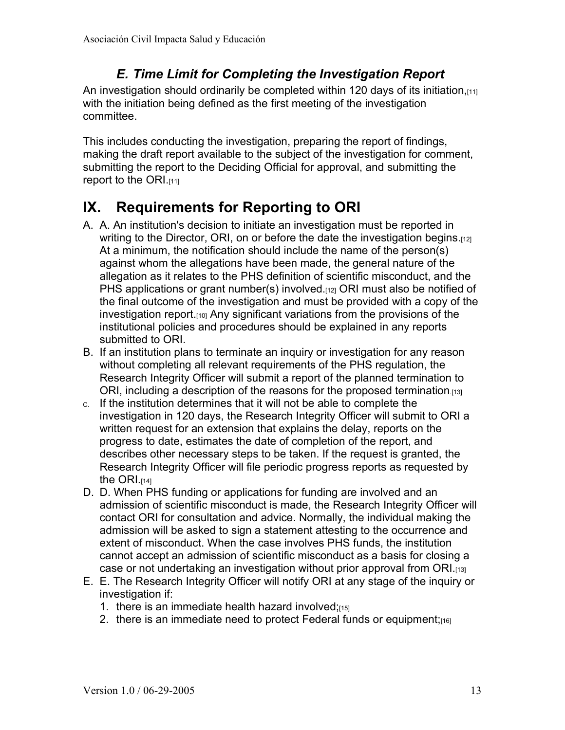### *E. Time Limit for Completing the Investigation Report*

An investigation should ordinarily be completed within 120 days of its initiation,[11] with the initiation being defined as the first meeting of the investigation committee.

This includes conducting the investigation, preparing the report of findings, making the draft report available to the subject of the investigation for comment, submitting the report to the Deciding Official for approval, and submitting the report to the ORI.[11]

# IX. Requirements for Reporting to ORI

A. A. An institution's decision to initiate an investigation must be reported in writing to the Director, ORI, on or before the date the investigation begins.[12] At a minimum, the notification should include the name of the person(s) against whom the allegations have been made, the general nature of the allegation as it relates to the PHS definition of scientific misconduct, and the PHS applications or grant number(s) involved.[12] ORI must also be notified of the final outcome of the investigation and must be provided with a copy of the investigation report.[10] Any significant variations from the provisions of the institutional policies and procedures should be explained in any reports submitted to ORI.

B. If an institution plans to terminate an inquiry or investigation for any reason without completing all relevant requirements of the PHS regulation, the Research Integrity Officer will submit a report of the planned termination to ORI, including a description of the reasons for the proposed termination.[13]

C. If the institution determines that it will not be able to complete the investigation in 120 days, the Research Integrity Officer will submit to ORI a written request for an extension that explains the delay, reports on the progress to date, estimates the date of completion of the report, and describes other necessary steps to be taken. If the request is granted, the Research Integrity Officer will file periodic progress reports as requested by the ORI.[14]

D. D. When PHS funding or applications for funding are involved and an admission of scientific misconduct is made, the Research Integrity Officer will contact ORI for consultation and advice. Normally, the individual making the admission will be asked to sign a statement attesting to the occurrence and extent of misconduct. When the case involves PHS funds, the institution cannot accept an admission of scientific misconduct as a basis for closing a case or not undertaking an investigation without prior approval from ORI.[13]

E. E. The Research Integrity Officer will notify ORI at any stage of the inquiry or investigation if:

1. there is an immediate health hazard involved;[15]
2. there is an immediate need to protect Federal funds or equipment;[16]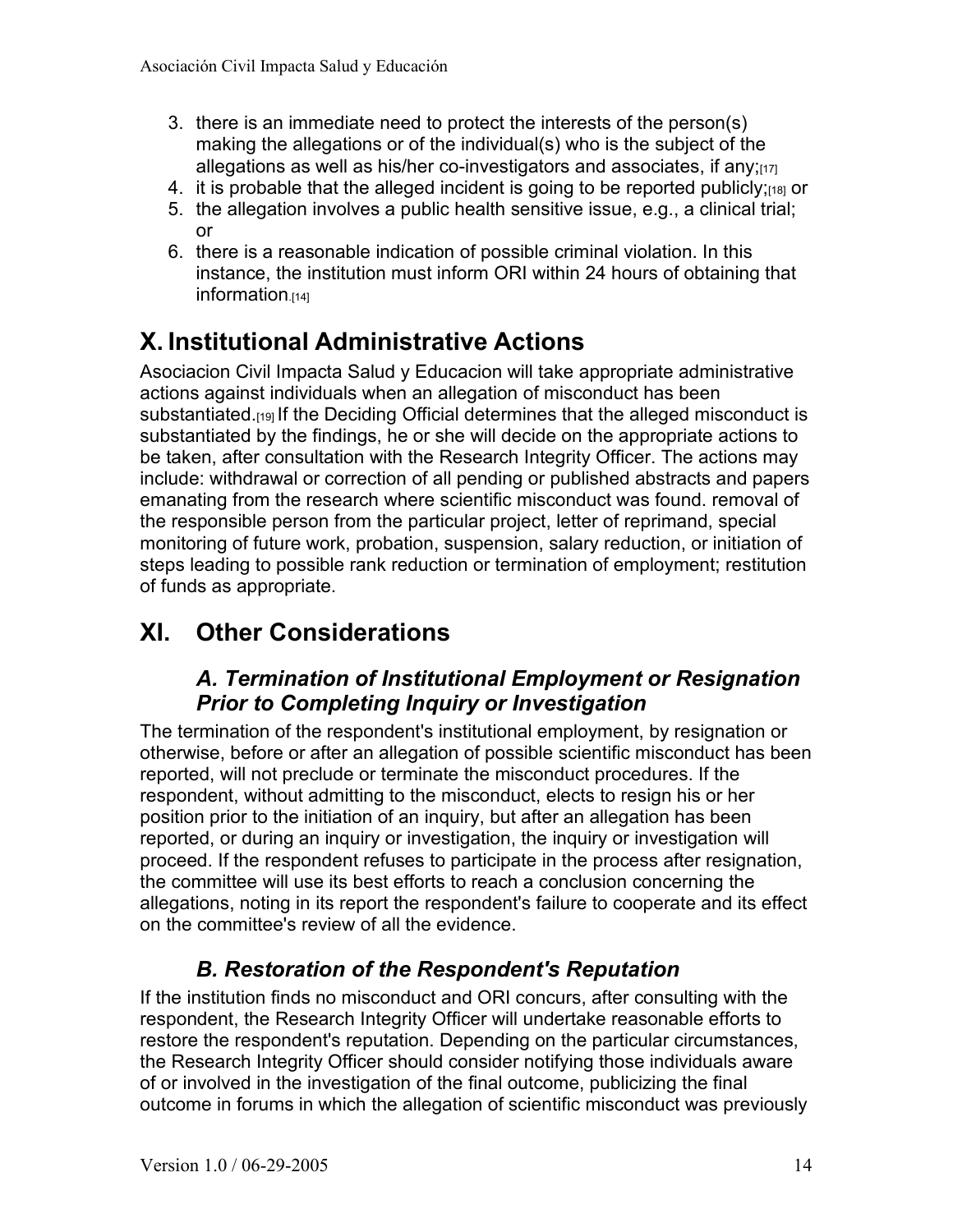3. there is an immediate need to protect the interests of the person(s) making the allegations or of the individual(s) who is the subject of the allegations as well as his/her co-investigators and associates, if any;[17]
4. it is probable that the alleged incident is going to be reported publicly;[18] or
5. the allegation involves a public health sensitive issue, e.g., a clinical trial; or
6. there is a reasonable indication of possible criminal violation. In this instance, the institution must inform ORI within 24 hours of obtaining that information.[14]

# X. Institutional Administrative Actions

Asociacion Civil Impacta Salud y Educacion will take appropriate administrative actions against individuals when an allegation of misconduct has been substantiated.[19] If the Deciding Official determines that the alleged misconduct is substantiated by the findings, he or she will decide on the appropriate actions to be taken, after consultation with the Research Integrity Officer. The actions may include: withdrawal or correction of all pending or published abstracts and papers emanating from the research where scientific misconduct was found. removal of the responsible person from the particular project, letter of reprimand, special monitoring of future work, probation, suspension, salary reduction, or initiation of steps leading to possible rank reduction or termination of employment; restitution of funds as appropriate.

# XI. Other Considerations

### *A. Termination of Institutional Employment or Resignation Prior to Completing Inquiry or Investigation*

The termination of the respondent's institutional employment, by resignation or otherwise, before or after an allegation of possible scientific misconduct has been reported, will not preclude or terminate the misconduct procedures. If the respondent, without admitting to the misconduct, elects to resign his or her position prior to the initiation of an inquiry, but after an allegation has been reported, or during an inquiry or investigation, the inquiry or investigation will proceed. If the respondent refuses to participate in the process after resignation, the committee will use its best efforts to reach a conclusion concerning the allegations, noting in its report the respondent's failure to cooperate and its effect on the committee's review of all the evidence.

### *B. Restoration of the Respondent's Reputation*

If the institution finds no misconduct and ORI concurs, after consulting with the respondent, the Research Integrity Officer will undertake reasonable efforts to restore the respondent's reputation. Depending on the particular circumstances, the Research Integrity Officer should consider notifying those individuals aware of or involved in the investigation of the final outcome, publicizing the final outcome in forums in which the allegation of scientific misconduct was previously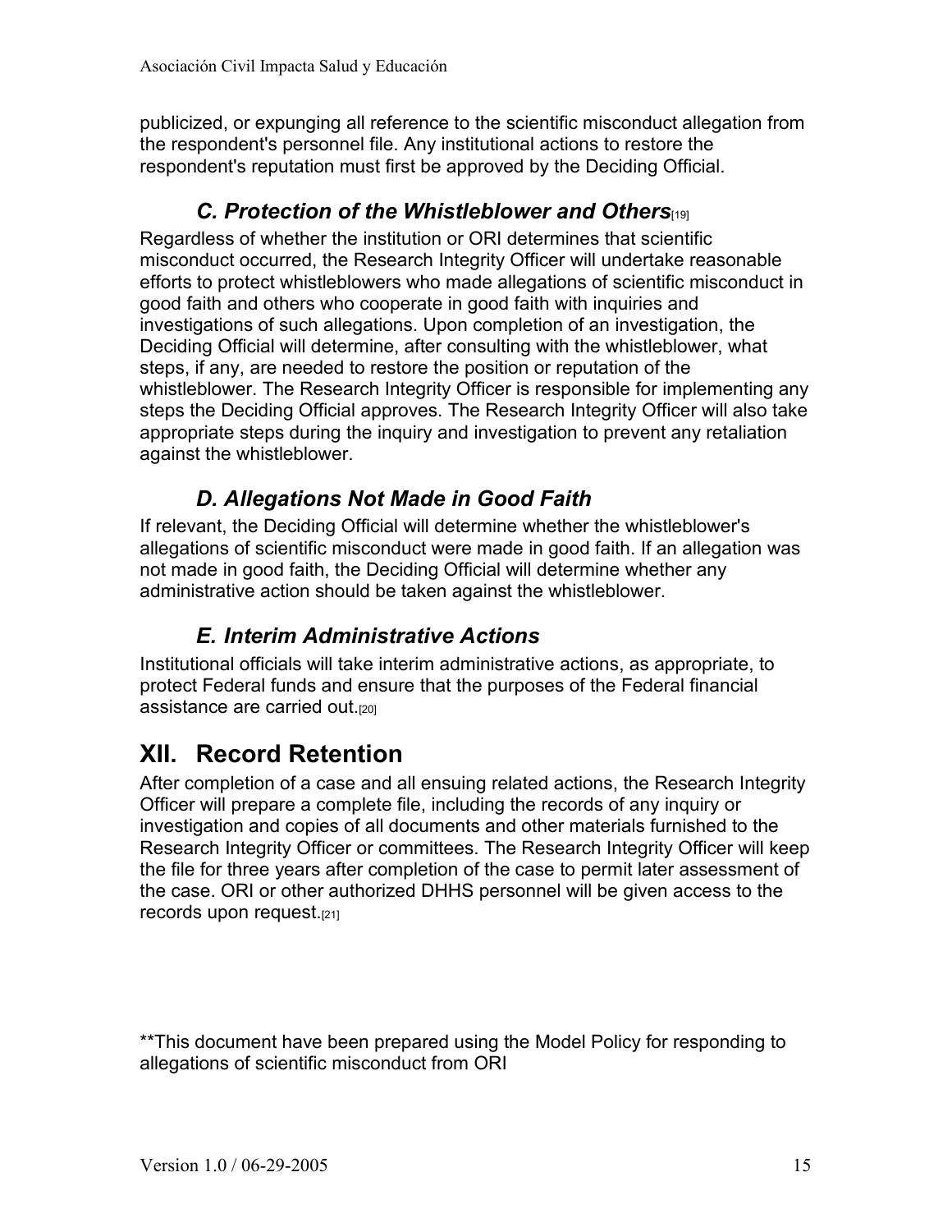publicized, or expunging all reference to the scientific misconduct allegation from the respondent's personnel file. Any institutional actions to restore the respondent's reputation must first be approved by the Deciding Official.

### *C. Protection of the Whistleblower and Others*[19]

Regardless of whether the institution or ORI determines that scientific misconduct occurred, the Research Integrity Officer will undertake reasonable efforts to protect whistleblowers who made allegations of scientific misconduct in good faith and others who cooperate in good faith with inquiries and investigations of such allegations. Upon completion of an investigation, the Deciding Official will determine, after consulting with the whistleblower, what steps, if any, are needed to restore the position or reputation of the whistleblower. The Research Integrity Officer is responsible for implementing any steps the Deciding Official approves. The Research Integrity Officer will also take appropriate steps during the inquiry and investigation to prevent any retaliation against the whistleblower.

### *D. Allegations Not Made in Good Faith*

If relevant, the Deciding Official will determine whether the whistleblower's allegations of scientific misconduct were made in good faith. If an allegation was not made in good faith, the Deciding Official will determine whether any administrative action should be taken against the whistleblower.

### *E. Interim Administrative Actions*

Institutional officials will take interim administrative actions, as appropriate, to protect Federal funds and ensure that the purposes of the Federal financial assistance are carried out.[20]

## XII. Record Retention

After completion of a case and all ensuing related actions, the Research Integrity Officer will prepare a complete file, including the records of any inquiry or investigation and copies of all documents and other materials furnished to the Research Integrity Officer or committees. The Research Integrity Officer will keep the file for three years after completion of the case to permit later assessment of the case. ORI or other authorized DHHS personnel will be given access to the records upon request.[21]

**This document have been prepared using the Model Policy for responding to allegations of scientific misconduct from ORI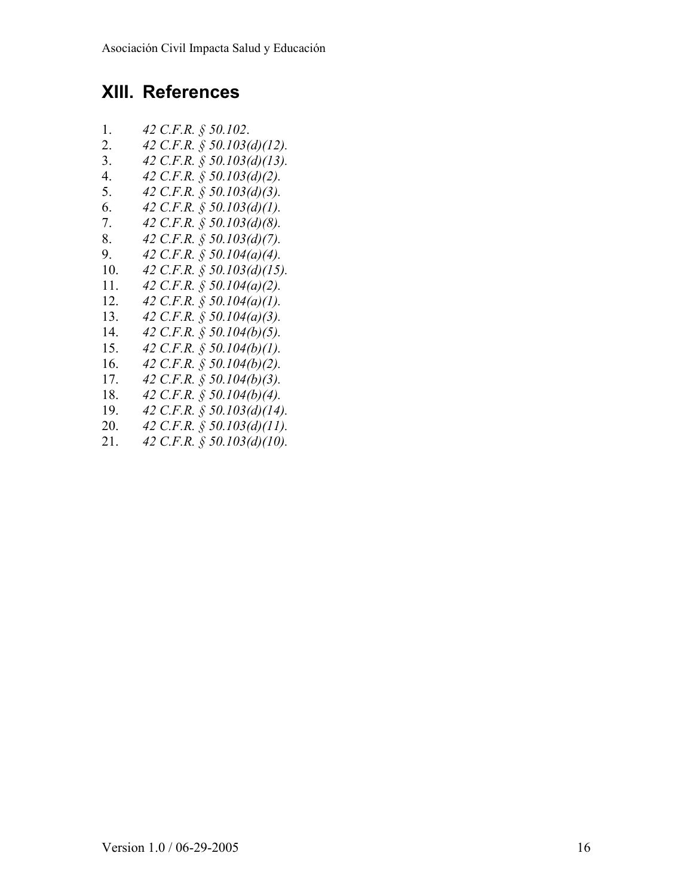## XIII. References

1. *42 C.F.R. § 50.102*.
2. *42 C.F.R. § 50.103(d)(12).*
3. *42 C.F.R. § 50.103(d)(13).*
4. *42 C.F.R. § 50.103(d)(2).*
5. *42 C.F.R. § 50.103(d)(3).*
6. *42 C.F.R. § 50.103(d)(1).*
7. *42 C.F.R. § 50.103(d)(8).*
8. *42 C.F.R. § 50.103(d)(7).*
9. *42 C.F.R. § 50.104(a)(4).*
10. *42 C.F.R. § 50.103(d)(15).*
11. *42 C.F.R. § 50.104(a)(2).*
12. *42 C.F.R. § 50.104(a)(1).*
13. *42 C.F.R. § 50.104(a)(3).*
14. *42 C.F.R. § 50.104(b)(5).*
15. *42 C.F.R. § 50.104(b)(1).*
16. *42 C.F.R. § 50.104(b)(2).*
17. *42 C.F.R. § 50.104(b)(3).*
18. *42 C.F.R. § 50.104(b)(4).*
19. *42 C.F.R. § 50.103(d)(14).*
20. *42 C.F.R. § 50.103(d)(11).*
21. *42 C.F.R. § 50.103(d)(10).*